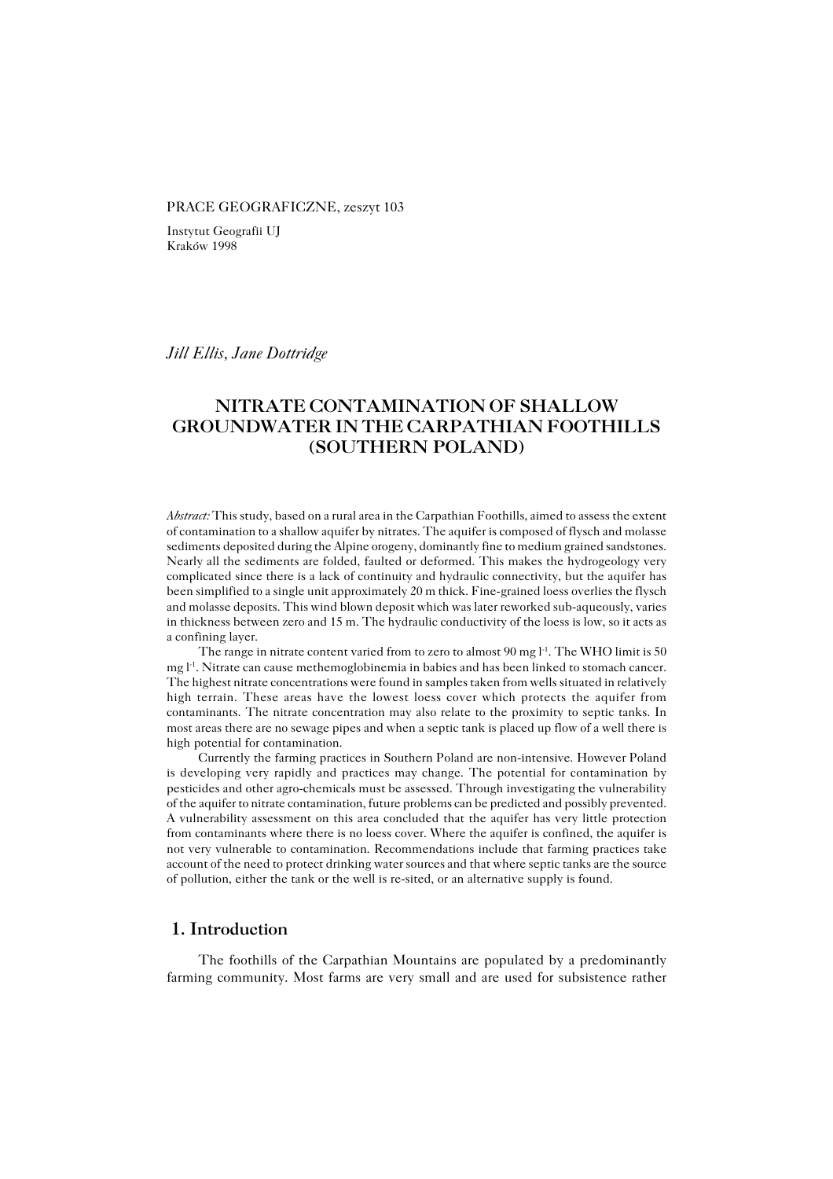PRACE GEOGRAFICZNE, zeszyt 103

Instytut Geografii UJ
Kraków 1998

*Jill Ellis, Jane Dottridge*

# NITRATE CONTAMINATION OF SHALLOW GROUNDWATER IN THE CARPATHIAN FOOTHILLS (SOUTHERN POLAND)

*Abstract:* This study, based on a rural area in the Carpathian Foothills, aimed to assess the extent of contamination to a shallow aquifer by nitrates. The aquifer is composed of flysch and molasse sediments deposited during the Alpine orogeny, dominantly fine to medium grained sandstones. Nearly all the sediments are folded, faulted or deformed. This makes the hydrogeology very complicated since there is a lack of continuity and hydraulic connectivity, but the aquifer has been simplified to a single unit approximately 20 m thick. Fine-grained loess overlies the flysch and molasse deposits. This wind blown deposit which was later reworked sub-aqueously, varies in thickness between zero and 15 m. The hydraulic conductivity of the loess is low, so it acts as a confining layer.

The range in nitrate content varied from to zero to almost 90 mg $l^{-1}$. The WHO limit is 50 mg $l^{-1}$. Nitrate can cause methemoglobinemia in babies and has been linked to stomach cancer. The highest nitrate concentrations were found in samples taken from wells situated in relatively high terrain. These areas have the lowest loess cover which protects the aquifer from contaminants. The nitrate concentration may also relate to the proximity to septic tanks. In most areas there are no sewage pipes and when a septic tank is placed up flow of a well there is high potential for contamination.

Currently the farming practices in Southern Poland are non-intensive. However Poland is developing very rapidly and practices may change. The potential for contamination by pesticides and other agro-chemicals must be assessed. Through investigating the vulnerability of the aquifer to nitrate contamination, future problems can be predicted and possibly prevented. A vulnerability assessment on this area concluded that the aquifer has very little protection from contaminants where there is no loess cover. Where the aquifer is confined, the aquifer is not very vulnerable to contamination. Recommendations include that farming practices take account of the need to protect drinking water sources and that where septic tanks are the source of pollution, either the tank or the well is re-sited, or an alternative supply is found.

## 1. Introduction

The foothills of the Carpathian Mountains are populated by a predominantly farming community. Most farms are very small and are used for subsistence rather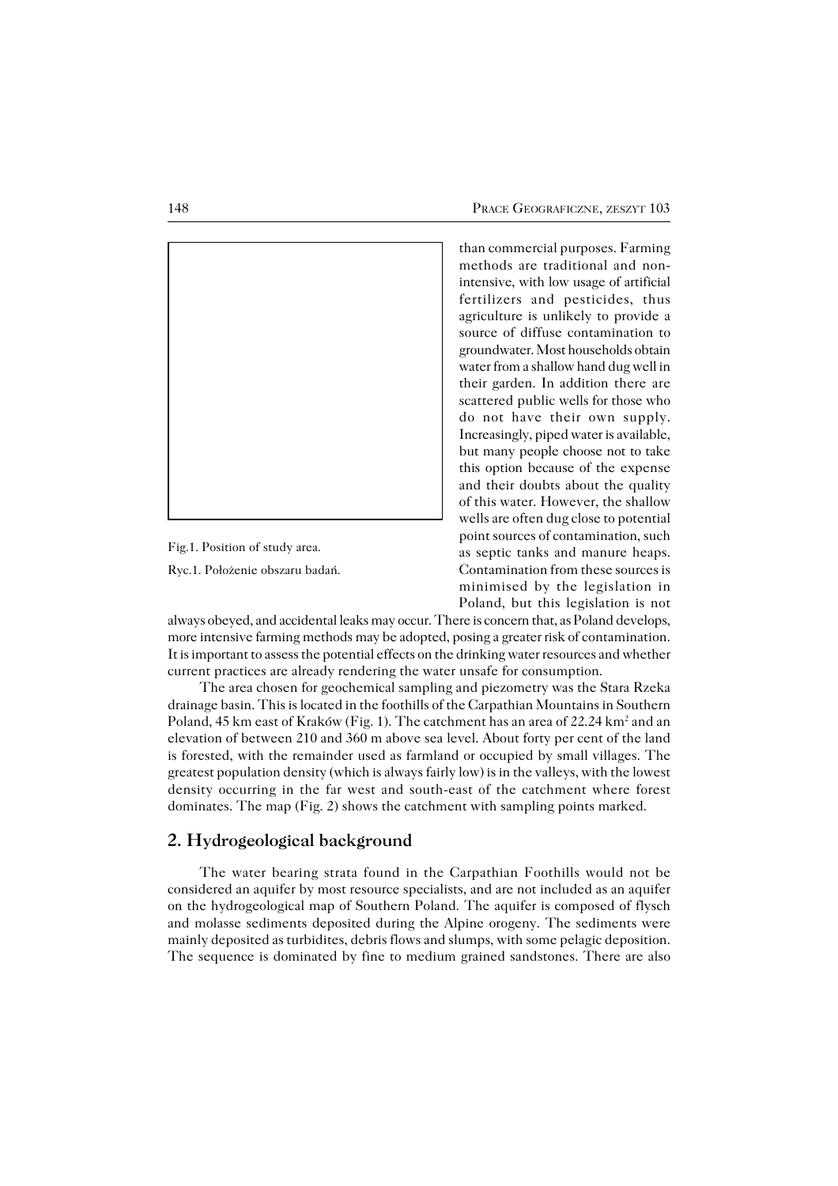than commercial purposes. Farming methods are traditional and non-intensive, with low usage of artificial fertilizers and pesticides, thus agriculture is unlikely to provide a source of diffuse contamination to groundwater. Most households obtain water from a shallow hand dug well in their garden. In addition there are scattered public wells for those who do not have their own supply. Increasingly, piped water is available, but many people choose not to take this option because of the expense and their doubts about the quality of this water. However, the shallow wells are often dug close to potential point sources of contamination, such as septic tanks and manure heaps. Contamination from these sources is minimised by the legislation in Poland, but this legislation is not always obeyed, and accidental leaks may occur. There is concern that, as Poland develops, more intensive farming methods may be adopted, posing a greater risk of contamination. It is important to assess the potential effects on the drinking water resources and whether current practices are already rendering the water unsafe for consumption.

Fig.1. Position of study area.

Ryc.1. Położenie obszaru badań.

The area chosen for geochemical sampling and piezometry was the Stara Rzeka drainage basin. This is located in the foothills of the Carpathian Mountains in Southern Poland, 45 km east of Kraków (Fig. 1). The catchment has an area of 22.24 km$^2$ and an elevation of between 210 and 360 m above sea level. About forty per cent of the land is forested, with the remainder used as farmland or occupied by small villages. The greatest population density (which is always fairly low) is in the valleys, with the lowest density occurring in the far west and south-east of the catchment where forest dominates. The map (Fig. 2) shows the catchment with sampling points marked.

## 2. Hydrogeological background

The water bearing strata found in the Carpathian Foothills would not be considered an aquifer by most resource specialists, and are not included as an aquifer on the hydrogeological map of Southern Poland. The aquifer is composed of flysch and molasse sediments deposited during the Alpine orogeny. The sediments were mainly deposited as turbidites, debris flows and slumps, with some pelagic deposition. The sequence is dominated by fine to medium grained sandstones. There are also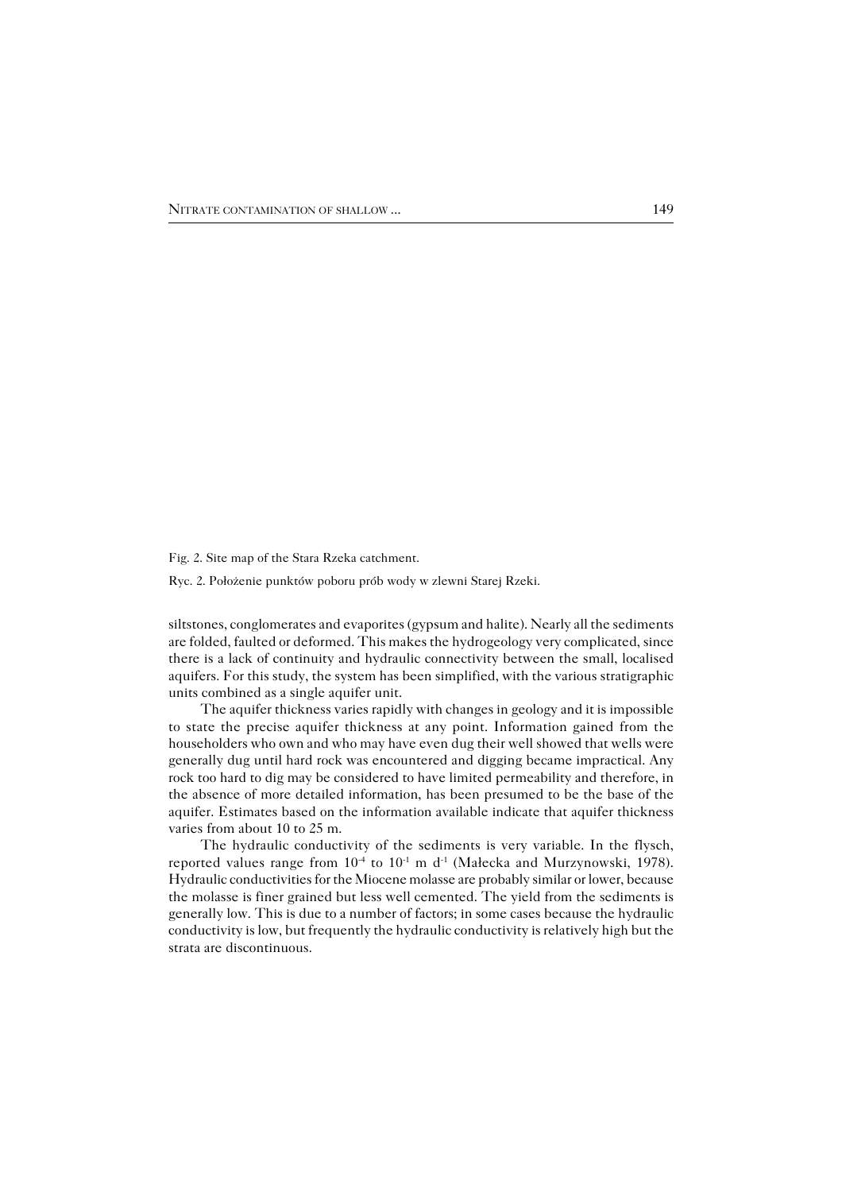Fig. 2. Site map of the Stara Rzeka catchment.

Ryc. 2. Położenie punktów poboru prób wody w zlewni Starej Rzeki.

siltstones, conglomerates and evaporites (gypsum and halite). Nearly all the sediments are folded, faulted or deformed. This makes the hydrogeology very complicated, since there is a lack of continuity and hydraulic connectivity between the small, localised aquifers. For this study, the system has been simplified, with the various stratigraphic units combined as a single aquifer unit.

The aquifer thickness varies rapidly with changes in geology and it is impossible to state the precise aquifer thickness at any point. Information gained from the householders who own and who may have even dug their well showed that wells were generally dug until hard rock was encountered and digging became impractical. Any rock too hard to dig may be considered to have limited permeability and therefore, in the absence of more detailed information, has been presumed to be the base of the aquifer. Estimates based on the information available indicate that aquifer thickness varies from about 10 to 25 m.

The hydraulic conductivity of the sediments is very variable. In the flysch, reported values range from $10^{-4}$ to $10^{-1}$ m $d^{-1}$ (Małecka and Murzynowski, 1978). Hydraulic conductivities for the Miocene molasse are probably similar or lower, because the molasse is finer grained but less well cemented. The yield from the sediments is generally low. This is due to a number of factors; in some cases because the hydraulic conductivity is low, but frequently the hydraulic conductivity is relatively high but the strata are discontinuous.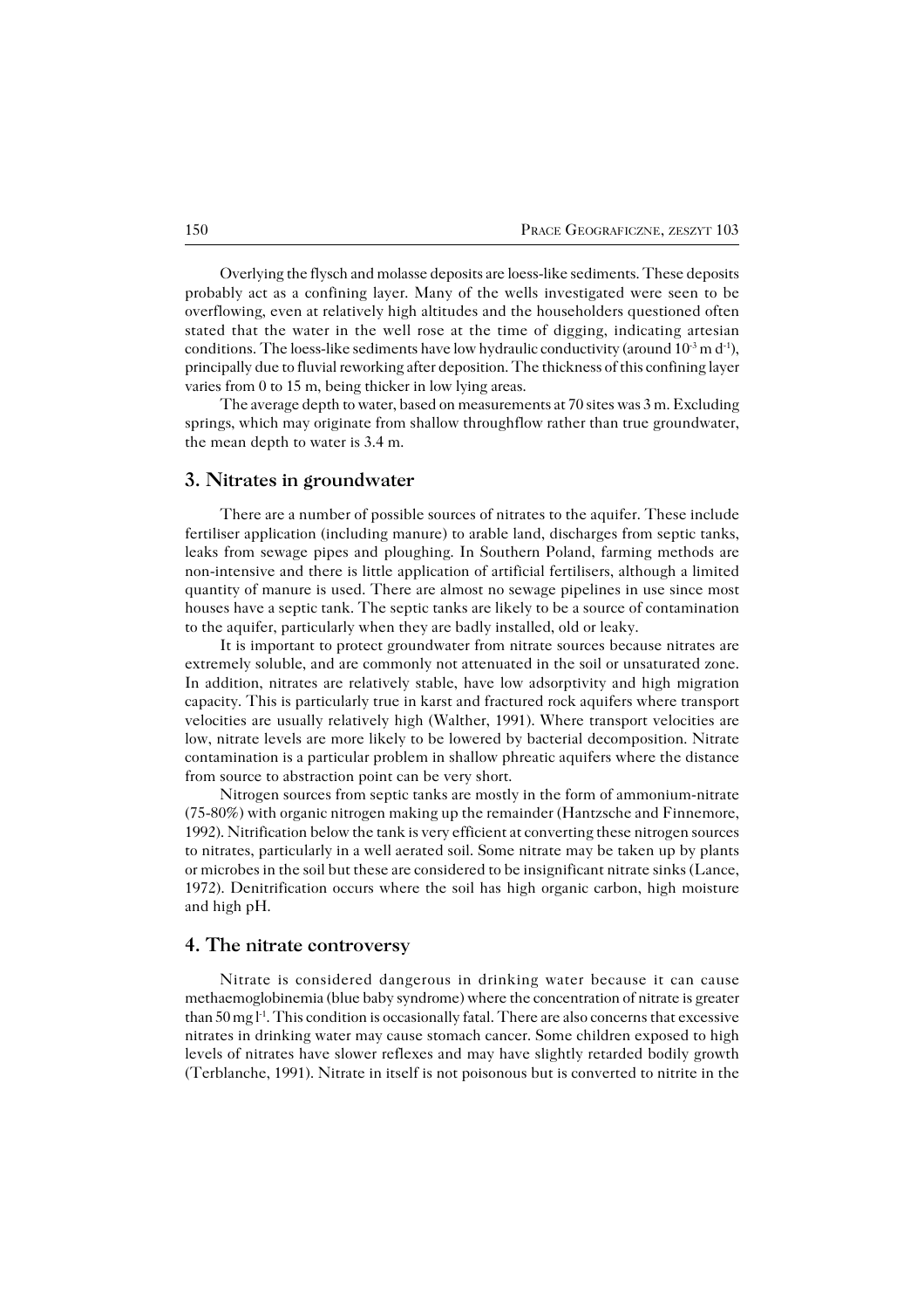Overlying the flysch and molasse deposits are loess-like sediments. These deposits probably act as a confining layer. Many of the wells investigated were seen to be overflowing, even at relatively high altitudes and the householders questioned often stated that the water in the well rose at the time of digging, indicating artesian conditions. The loess-like sediments have low hydraulic conductivity (around $10^{-3}$ m $d^{-1}$), principally due to fluvial reworking after deposition. The thickness of this confining layer varies from 0 to 15 m, being thicker in low lying areas.

The average depth to water, based on measurements at 70 sites was 3 m. Excluding springs, which may originate from shallow throughflow rather than true groundwater, the mean depth to water is 3.4 m.

## 3. Nitrates in groundwater

There are a number of possible sources of nitrates to the aquifer. These include fertiliser application (including manure) to arable land, discharges from septic tanks, leaks from sewage pipes and ploughing. In Southern Poland, farming methods are non-intensive and there is little application of artificial fertilisers, although a limited quantity of manure is used. There are almost no sewage pipelines in use since most houses have a septic tank. The septic tanks are likely to be a source of contamination to the aquifer, particularly when they are badly installed, old or leaky.

It is important to protect groundwater from nitrate sources because nitrates are extremely soluble, and are commonly not attenuated in the soil or unsaturated zone. In addition, nitrates are relatively stable, have low adsorptivity and high migration capacity. This is particularly true in karst and fractured rock aquifers where transport velocities are usually relatively high (Walther, 1991). Where transport velocities are low, nitrate levels are more likely to be lowered by bacterial decomposition. Nitrate contamination is a particular problem in shallow phreatic aquifers where the distance from source to abstraction point can be very short.

Nitrogen sources from septic tanks are mostly in the form of ammonium-nitrate (75-80%) with organic nitrogen making up the remainder (Hantzsche and Finnemore, 1992). Nitrification below the tank is very efficient at converting these nitrogen sources to nitrates, particularly in a well aerated soil. Some nitrate may be taken up by plants or microbes in the soil but these are considered to be insignificant nitrate sinks (Lance, 1972). Denitrification occurs where the soil has high organic carbon, high moisture and high pH.

## 4. The nitrate controversy

Nitrate is considered dangerous in drinking water because it can cause methaemoglobinemia (blue baby syndrome) where the concentration of nitrate is greater than 50 mg $l^{-1}$. This condition is occasionally fatal. There are also concerns that excessive nitrates in drinking water may cause stomach cancer. Some children exposed to high levels of nitrates have slower reflexes and may have slightly retarded bodily growth (Terblanche, 1991). Nitrate in itself is not poisonous but is converted to nitrite in the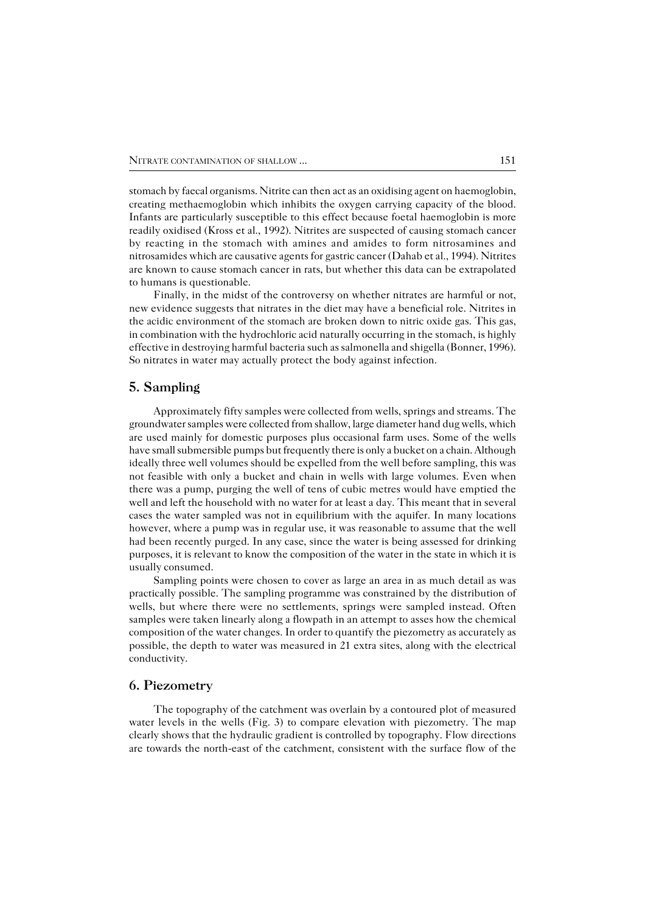stomach by faecal organisms. Nitrite can then act as an oxidising agent on haemoglobin, creating methaemoglobin which inhibits the oxygen carrying capacity of the blood. Infants are particularly susceptible to this effect because foetal haemoglobin is more readily oxidised (Kross et al., 1992). Nitrites are suspected of causing stomach cancer by reacting in the stomach with amines and amides to form nitrosamines and nitrosamides which are causative agents for gastric cancer (Dahab et al., 1994). Nitrites are known to cause stomach cancer in rats, but whether this data can be extrapolated to humans is questionable.

Finally, in the midst of the controversy on whether nitrates are harmful or not, new evidence suggests that nitrates in the diet may have a beneficial role. Nitrites in the acidic environment of the stomach are broken down to nitric oxide gas. This gas, in combination with the hydrochloric acid naturally occurring in the stomach, is highly effective in destroying harmful bacteria such as salmonella and shigella (Bonner, 1996). So nitrates in water may actually protect the body against infection.

## 5. Sampling

Approximately fifty samples were collected from wells, springs and streams. The groundwater samples were collected from shallow, large diameter hand dug wells, which are used mainly for domestic purposes plus occasional farm uses. Some of the wells have small submersible pumps but frequently there is only a bucket on a chain. Although ideally three well volumes should be expelled from the well before sampling, this was not feasible with only a bucket and chain in wells with large volumes. Even when there was a pump, purging the well of tens of cubic metres would have emptied the well and left the household with no water for at least a day. This meant that in several cases the water sampled was not in equilibrium with the aquifer. In many locations however, where a pump was in regular use, it was reasonable to assume that the well had been recently purged. In any case, since the water is being assessed for drinking purposes, it is relevant to know the composition of the water in the state in which it is usually consumed.

Sampling points were chosen to cover as large an area in as much detail as was practically possible. The sampling programme was constrained by the distribution of wells, but where there were no settlements, springs were sampled instead. Often samples were taken linearly along a flowpath in an attempt to asses how the chemical composition of the water changes. In order to quantify the piezometry as accurately as possible, the depth to water was measured in 21 extra sites, along with the electrical conductivity.

## 6. Piezometry

The topography of the catchment was overlain by a contoured plot of measured water levels in the wells (Fig. 3) to compare elevation with piezometry. The map clearly shows that the hydraulic gradient is controlled by topography. Flow directions are towards the north-east of the catchment, consistent with the surface flow of the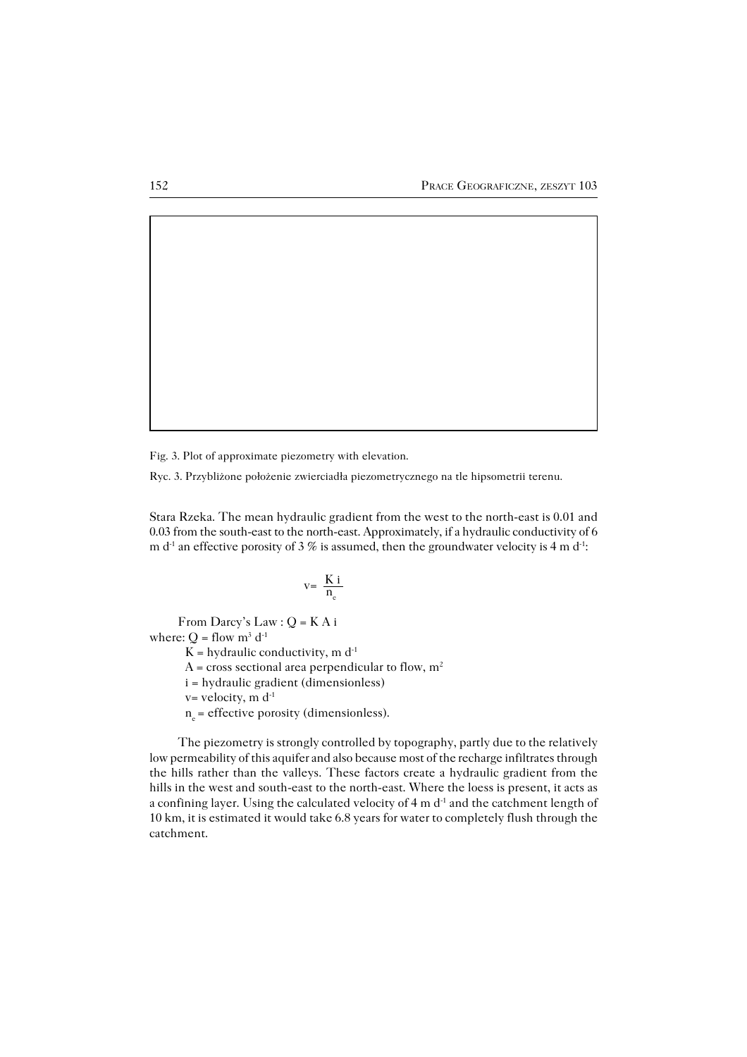Fig. 3. Plot of approximate piezometry with elevation.

Ryc. 3. Przybliżone położenie zwierciadła piezometrycznego na tle hipsometrii terenu.

Stara Rzeka. The mean hydraulic gradient from the west to the north-east is 0.01 and 0.03 from the south-east to the north-east. Approximately, if a hydraulic conductivity of 6 m $d^{-1}$ an effective porosity of 3 % is assumed, then the groundwater velocity is 4 m $d^{-1}$:

$$v = \frac{K\,i}{n_e}$$

From Darcy's Law : $Q = K\,A\,i$

where: $Q$ = flow $m^3\,d^{-1}$

$K$ = hydraulic conductivity, m $d^{-1}$

$A$ = cross sectional area perpendicular to flow, $m^2$

$i$ = hydraulic gradient (dimensionless)

$v$= velocity, m $d^{-1}$

$n_e$ = effective porosity (dimensionless).

The piezometry is strongly controlled by topography, partly due to the relatively low permeability of this aquifer and also because most of the recharge infiltrates through the hills rather than the valleys. These factors create a hydraulic gradient from the hills in the west and south-east to the north-east. Where the loess is present, it acts as a confining layer. Using the calculated velocity of 4 m $d^{-1}$ and the catchment length of 10 km, it is estimated it would take 6.8 years for water to completely flush through the catchment.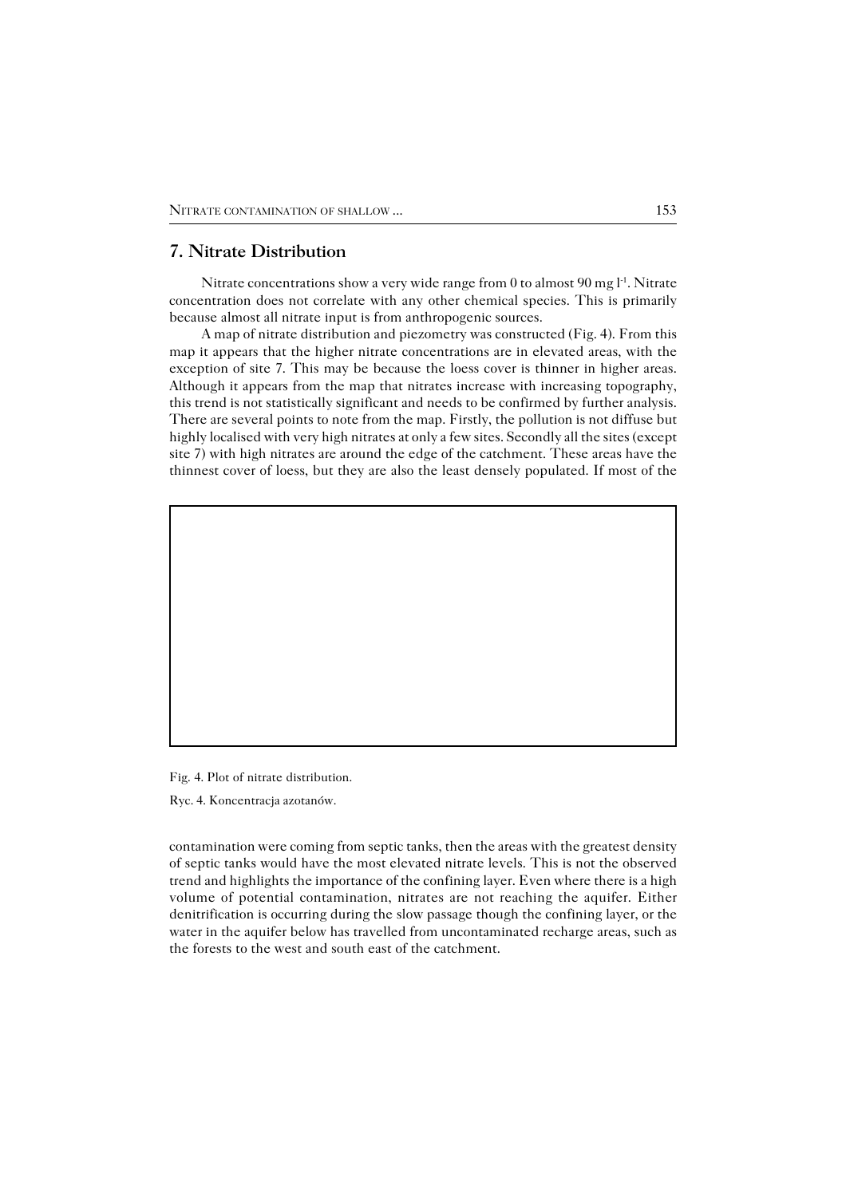## 7. Nitrate Distribution

Nitrate concentrations show a very wide range from 0 to almost 90 mg $l^{-1}$. Nitrate concentration does not correlate with any other chemical species. This is primarily because almost all nitrate input is from anthropogenic sources.

A map of nitrate distribution and piezometry was constructed (Fig. 4). From this map it appears that the higher nitrate concentrations are in elevated areas, with the exception of site 7. This may be because the loess cover is thinner in higher areas. Although it appears from the map that nitrates increase with increasing topography, this trend is not statistically significant and needs to be confirmed by further analysis. There are several points to note from the map. Firstly, the pollution is not diffuse but highly localised with very high nitrates at only a few sites. Secondly all the sites (except site 7) with high nitrates are around the edge of the catchment. These areas have the thinnest cover of loess, but they are also the least densely populated. If most of the contamination were coming from septic tanks, then the areas with the greatest density of septic tanks would have the most elevated nitrate levels. This is not the observed trend and highlights the importance of the confining layer. Even where there is a high volume of potential contamination, nitrates are not reaching the aquifer. Either denitrification is occurring during the slow passage though the confining layer, or the water in the aquifer below has travelled from uncontaminated recharge areas, such as the forests to the west and south east of the catchment.

Fig. 4. Plot of nitrate distribution.

Ryc. 4. Koncentracja azotanów.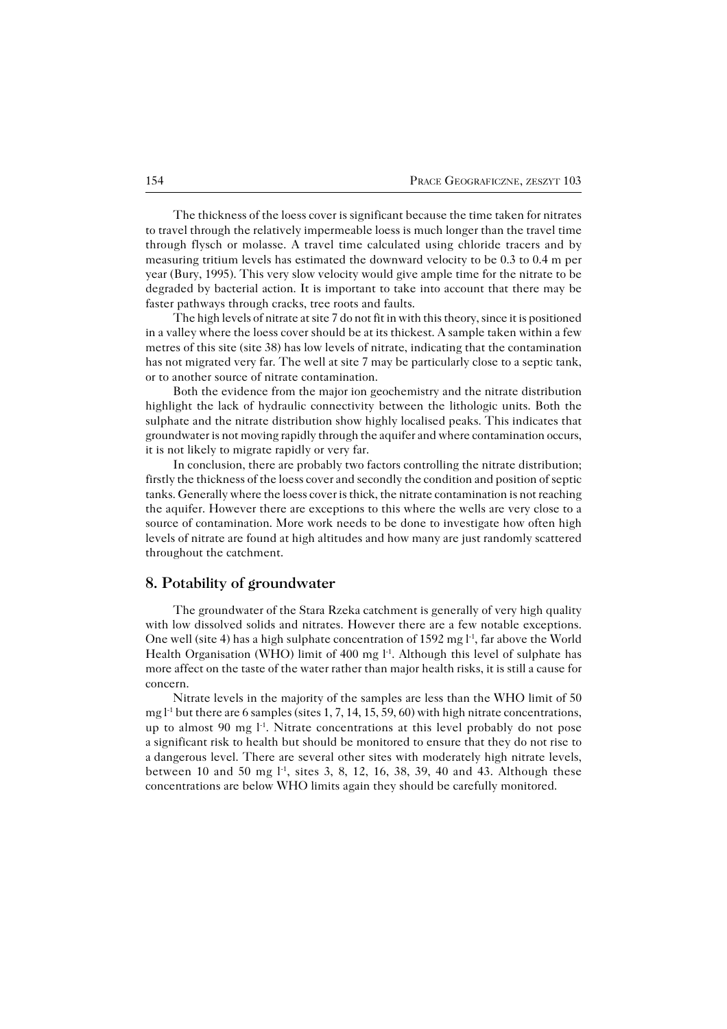The thickness of the loess cover is significant because the time taken for nitrates to travel through the relatively impermeable loess is much longer than the travel time through flysch or molasse. A travel time calculated using chloride tracers and by measuring tritium levels has estimated the downward velocity to be 0.3 to 0.4 m per year (Bury, 1995). This very slow velocity would give ample time for the nitrate to be degraded by bacterial action. It is important to take into account that there may be faster pathways through cracks, tree roots and faults.

The high levels of nitrate at site 7 do not fit in with this theory, since it is positioned in a valley where the loess cover should be at its thickest. A sample taken within a few metres of this site (site 38) has low levels of nitrate, indicating that the contamination has not migrated very far. The well at site 7 may be particularly close to a septic tank, or to another source of nitrate contamination.

Both the evidence from the major ion geochemistry and the nitrate distribution highlight the lack of hydraulic connectivity between the lithologic units. Both the sulphate and the nitrate distribution show highly localised peaks. This indicates that groundwater is not moving rapidly through the aquifer and where contamination occurs, it is not likely to migrate rapidly or very far.

In conclusion, there are probably two factors controlling the nitrate distribution; firstly the thickness of the loess cover and secondly the condition and position of septic tanks. Generally where the loess cover is thick, the nitrate contamination is not reaching the aquifer. However there are exceptions to this where the wells are very close to a source of contamination. More work needs to be done to investigate how often high levels of nitrate are found at high altitudes and how many are just randomly scattered throughout the catchment.

## 8. Potability of groundwater

The groundwater of the Stara Rzeka catchment is generally of very high quality with low dissolved solids and nitrates. However there are a few notable exceptions. One well (site 4) has a high sulphate concentration of 1592 mg $l^{-1}$, far above the World Health Organisation (WHO) limit of 400 mg $l^{-1}$. Although this level of sulphate has more affect on the taste of the water rather than major health risks, it is still a cause for concern.

Nitrate levels in the majority of the samples are less than the WHO limit of 50 mg $l^{-1}$ but there are 6 samples (sites 1, 7, 14, 15, 59, 60) with high nitrate concentrations, up to almost 90 mg $l^{-1}$. Nitrate concentrations at this level probably do not pose a significant risk to health but should be monitored to ensure that they do not rise to a dangerous level. There are several other sites with moderately high nitrate levels, between 10 and 50 mg $l^{-1}$, sites 3, 8, 12, 16, 38, 39, 40 and 43. Although these concentrations are below WHO limits again they should be carefully monitored.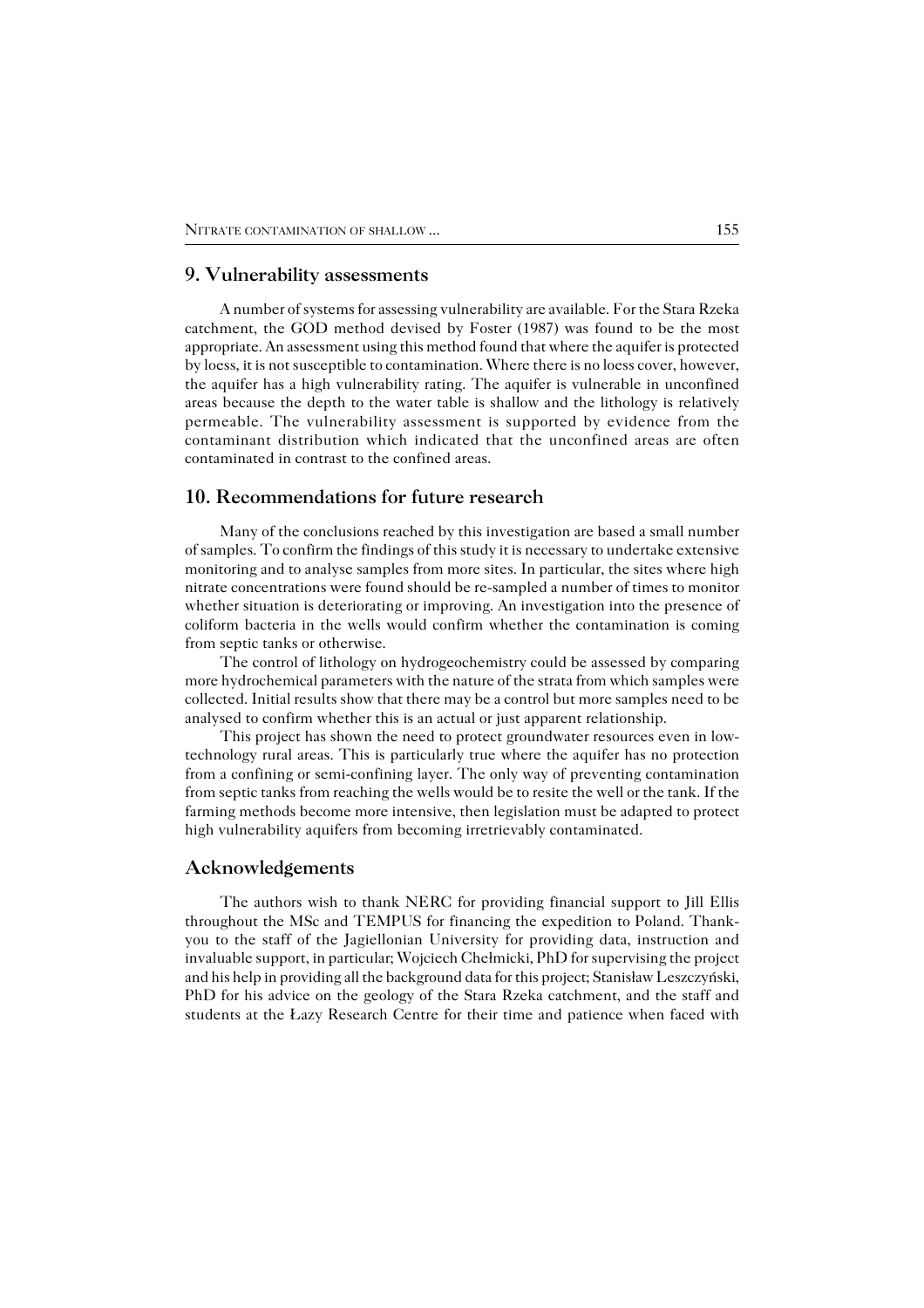## 9. Vulnerability assessments

A number of systems for assessing vulnerability are available. For the Stara Rzeka catchment, the GOD method devised by Foster (1987) was found to be the most appropriate. An assessment using this method found that where the aquifer is protected by loess, it is not susceptible to contamination. Where there is no loess cover, however, the aquifer has a high vulnerability rating. The aquifer is vulnerable in unconfined areas because the depth to the water table is shallow and the lithology is relatively permeable. The vulnerability assessment is supported by evidence from the contaminant distribution which indicated that the unconfined areas are often contaminated in contrast to the confined areas.

## 10. Recommendations for future research

Many of the conclusions reached by this investigation are based a small number of samples. To confirm the findings of this study it is necessary to undertake extensive monitoring and to analyse samples from more sites. In particular, the sites where high nitrate concentrations were found should be re-sampled a number of times to monitor whether situation is deteriorating or improving. An investigation into the presence of coliform bacteria in the wells would confirm whether the contamination is coming from septic tanks or otherwise.

The control of lithology on hydrogeochemistry could be assessed by comparing more hydrochemical parameters with the nature of the strata from which samples were collected. Initial results show that there may be a control but more samples need to be analysed to confirm whether this is an actual or just apparent relationship.

This project has shown the need to protect groundwater resources even in low-technology rural areas. This is particularly true where the aquifer has no protection from a confining or semi-confining layer. The only way of preventing contamination from septic tanks from reaching the wells would be to resite the well or the tank. If the farming methods become more intensive, then legislation must be adapted to protect high vulnerability aquifers from becoming irretrievably contaminated.

## Acknowledgements

The authors wish to thank NERC for providing financial support to Jill Ellis throughout the MSc and TEMPUS for financing the expedition to Poland. Thank-you to the staff of the Jagiellonian University for providing data, instruction and invaluable support, in particular; Wojciech Chełmicki, PhD for supervising the project and his help in providing all the background data for this project; Stanisław Leszczyński, PhD for his advice on the geology of the Stara Rzeka catchment, and the staff and students at the Łazy Research Centre for their time and patience when faced with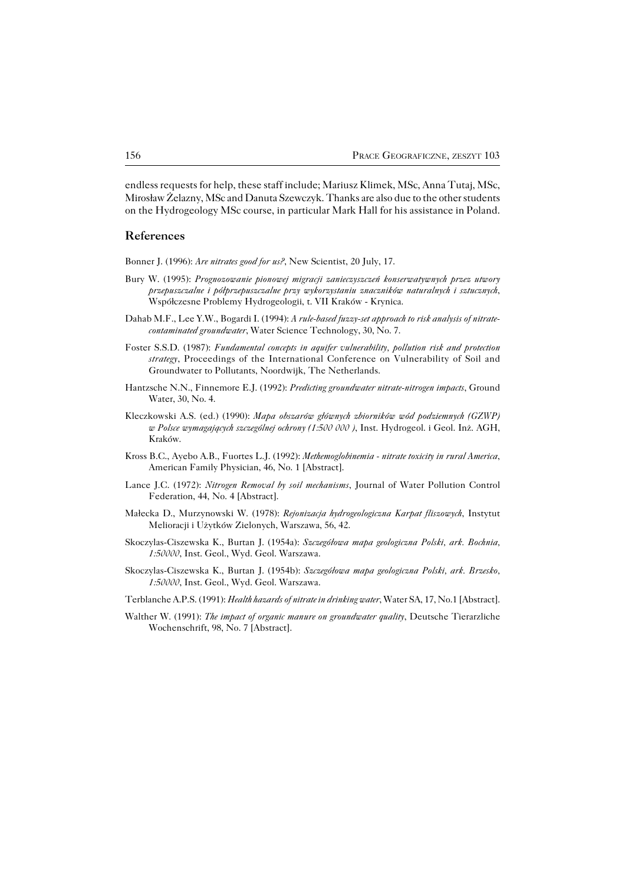endless requests for help, these staff include; Mariusz Klimek, MSc, Anna Tutaj, MSc, Mirosław Żelazny, MSc and Danuta Szewczyk. Thanks are also due to the other students on the Hydrogeology MSc course, in particular Mark Hall for his assistance in Poland.

## References

Bonner J. (1996): *Are nitrates good for us?*, New Scientist, 20 July, 17.

Bury W. (1995): *Prognozowanie pionowej migracji zanieczyszczeń konserwatywnych przez utwory przepuszczalne i półprzepuszczalne przy wykorzystaniu znaczników naturalnych i sztucznych*, Współczesne Problemy Hydrogeologii, t. VII Kraków - Krynica.

Dahab M.F., Lee Y.W., Bogardi I. (1994): *A rule-based fuzzy-set approach to risk analysis of nitrate-contaminated groundwater*, Water Science Technology, 30, No. 7.

Foster S.S.D. (1987): *Fundamental concepts in aquifer vulnerability, pollution risk and protection strategy*, Proceedings of the International Conference on Vulnerability of Soil and Groundwater to Pollutants, Noordwijk, The Netherlands.

Hantzsche N.N., Finnemore E.J. (1992): *Predicting groundwater nitrate-nitrogen impacts*, Ground Water, 30, No. 4.

Kleczkowski A.S. (ed.) (1990): *Mapa obszarów głównych zbiorników wód podziemnych (GZWP) w Polsce wymagających szczególnej ochrony (1:500 000 )*, Inst. Hydrogeol. i Geol. Inż. AGH, Kraków.

Kross B.C., Ayebo A.B., Fuortes L.J. (1992): *Methemoglobinemia - nitrate toxicity in rural America*, American Family Physician, 46, No. 1 [Abstract].

Lance J.C. (1972): *Nitrogen Removal by soil mechanisms*, Journal of Water Pollution Control Federation, 44, No. 4 [Abstract].

Małecka D., Murzynowski W. (1978): *Rejonizacja hydrogeologiczna Karpat fliszowych*, Instytut Melioracji i Użytków Zielonych, Warszawa, 56, 42.

Skoczylas-Ciszewska K., Burtan J. (1954a): *Szczegółowa mapa geologiczna Polski, ark. Bochnia, 1:50000*, Inst. Geol., Wyd. Geol. Warszawa.

Skoczylas-Ciszewska K., Burtan J. (1954b): *Szczegółowa mapa geologiczna Polski, ark. Brzesko, 1:50000*, Inst. Geol., Wyd. Geol. Warszawa.

Terblanche A.P.S. (1991): *Health hazards of nitrate in drinking water*, Water SA, 17, No.1 [Abstract].

Walther W. (1991): *The impact of organic manure on groundwater quality*, Deutsche Tierarzliche Wochenschrift, 98, No. 7 [Abstract].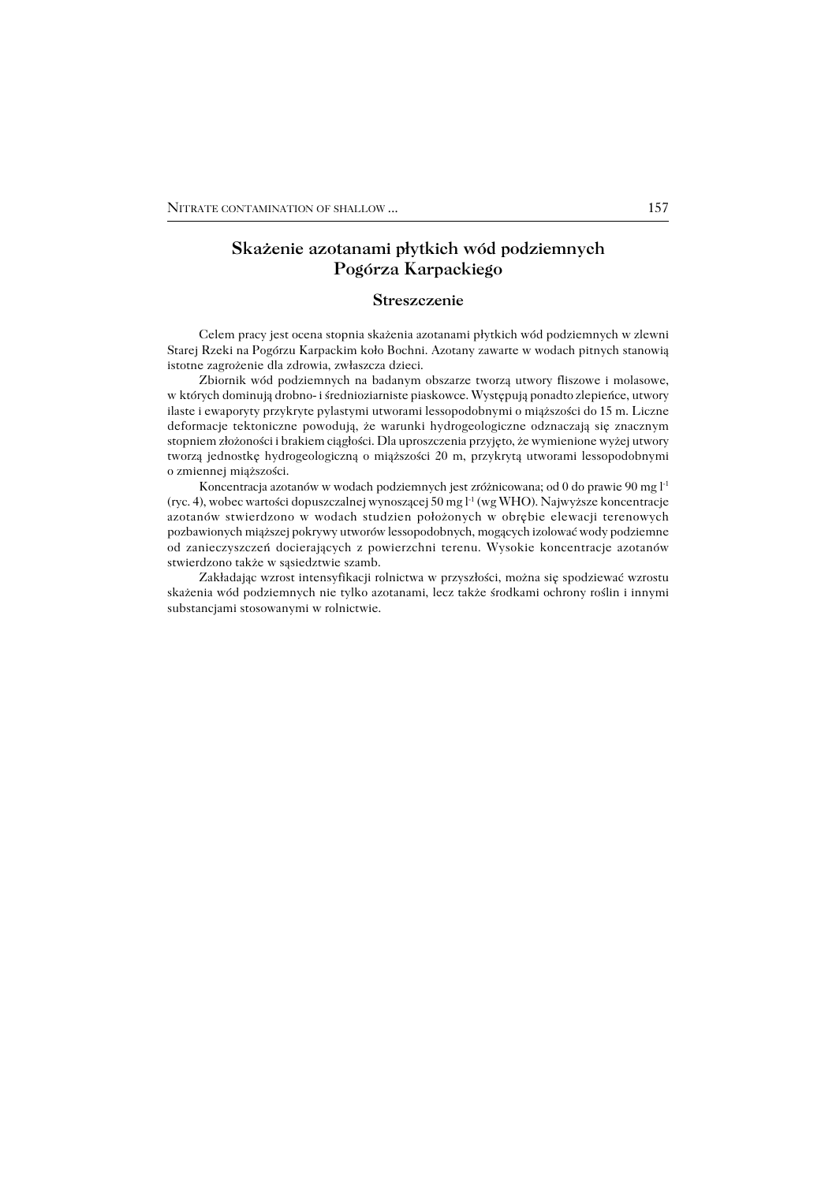# Skażenie azotanami płytkich wód podziemnych Pogórza Karpackiego

## Streszczenie

Celem pracy jest ocena stopnia skażenia azotanami płytkich wód podziemnych w zlewni Starej Rzeki na Pogórzu Karpackim koło Bochni. Azotany zawarte w wodach pitnych stanowią istotne zagrożenie dla zdrowia, zwłaszcza dzieci.

Zbiornik wód podziemnych na badanym obszarze tworzą utwory fliszowe i molasowe, w których dominują drobno- i średnioziarniste piaskowce. Występują ponadto zlepieńce, utwory ilaste i ewaporyty przykryte pylastymi utworami lessopodobnymi o miąższości do 15 m. Liczne deformacje tektoniczne powodują, że warunki hydrogeologiczne odznaczają się znacznym stopniem złożoności i brakiem ciągłości. Dla uproszczenia przyjęto, że wymienione wyżej utwory tworzą jednostkę hydrogeologiczną o miąższości 20 m, przykrytą utworami lessopodobnymi o zmiennej miąższości.

Koncentracja azotanów w wodach podziemnych jest zróżnicowana; od 0 do prawie 90 mg $l^{-1}$ (ryc. 4), wobec wartości dopuszczalnej wynoszącej 50 mg $l^{-1}$ (wg WHO). Najwyższe koncentracje azotanów stwierdzono w wodach studzien położonych w obrębie elewacji terenowych pozbawionych miąższej pokrywy utworów lessopodobnych, mogących izolować wody podziemne od zanieczyszczeń docierających z powierzchni terenu. Wysokie koncentracje azotanów stwierdzono także w sąsiedztwie szamb.

Zakładając wzrost intensyfikacji rolnictwa w przyszłości, można się spodziewać wzrostu skażenia wód podziemnych nie tylko azotanami, lecz także środkami ochrony roślin i innymi substancjami stosowanymi w rolnictwie.